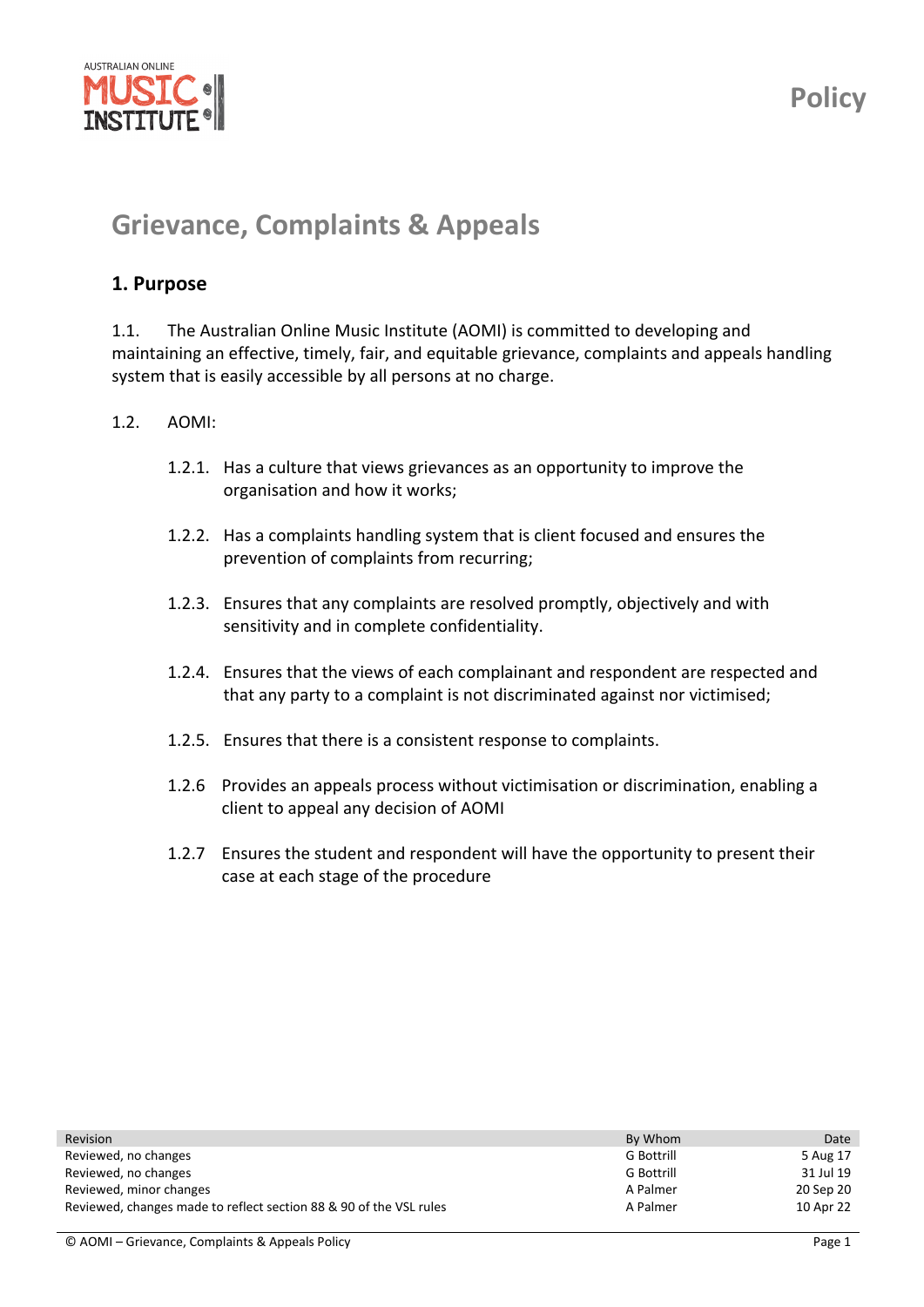Policy

# Grievance, Complaints & Appeals

## 1. Purpose

1.1. The Australian Online Music Institute (AOMI) is committed to developing and maintaining an effective, timely, fair, and equitable grievance, complaints and appeals handling system that is easily accessible by all persons at no charge.

1.2. AOMI:

- 1.2.1. Has a culture that views grievances as an opportunity to improve the organisation and how it works;
- 1.2.2. Has a complaints handling system that is client focused and ensures the prevention of complaints from recurring;
- 1.2.3. Ensures that any complaints are resolved promptly, objectively and with sensitivity and in complete confidentiality.
- 1.2.4. Ensures that the views of each complainant and respondent are respected and that any party to a complaint is not discriminated against nor victimised;
- 1.2.5. Ensures that there is a consistent response to complaints.
- 1.2.6 Provides an appeals process without victimisation or discrimination, enabling a client to appeal any decision of AOMI
- 1.2.7 Ensures the student and respondent will have the opportunity to present their case at each stage of the procedure

| Revision | By Whom | Date |
|---|---|---|
| Reviewed, no changes | G Bottrill | 5 Aug 17 |
| Reviewed, no changes | G Bottrill | 31 Jul 19 |
| Reviewed, minor changes | A Palmer | 20 Sep 20 |
| Reviewed, changes made to reflect section 88 & 90 of the VSL rules | A Palmer | 10 Apr 22 |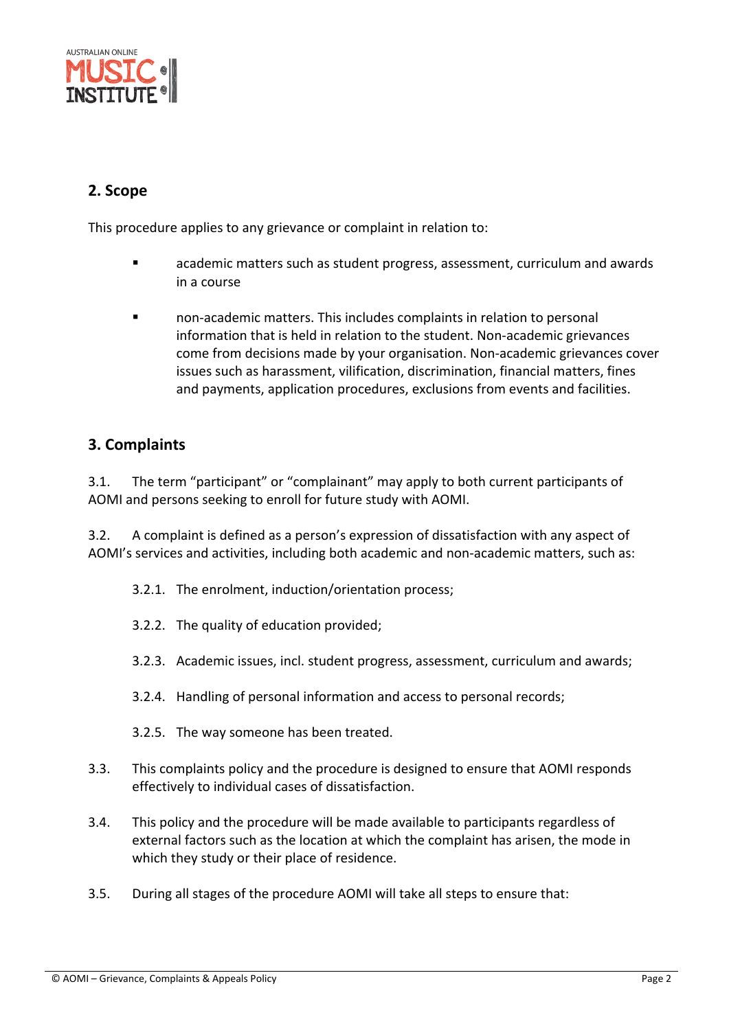## 2. Scope

This procedure applies to any grievance or complaint in relation to:

- academic matters such as student progress, assessment, curriculum and awards in a course
- non-academic matters. This includes complaints in relation to personal information that is held in relation to the student. Non-academic grievances come from decisions made by your organisation. Non-academic grievances cover issues such as harassment, vilification, discrimination, financial matters, fines and payments, application procedures, exclusions from events and facilities.

## 3. Complaints

3.1. The term “participant” or “complainant” may apply to both current participants of AOMI and persons seeking to enroll for future study with AOMI.

3.2. A complaint is defined as a person’s expression of dissatisfaction with any aspect of AOMI’s services and activities, including both academic and non-academic matters, such as:

3.2.1. The enrolment, induction/orientation process;

3.2.2. The quality of education provided;

3.2.3. Academic issues, incl. student progress, assessment, curriculum and awards;

3.2.4. Handling of personal information and access to personal records;

3.2.5. The way someone has been treated.

3.3. This complaints policy and the procedure is designed to ensure that AOMI responds effectively to individual cases of dissatisfaction.

3.4. This policy and the procedure will be made available to participants regardless of external factors such as the location at which the complaint has arisen, the mode in which they study or their place of residence.

3.5. During all stages of the procedure AOMI will take all steps to ensure that: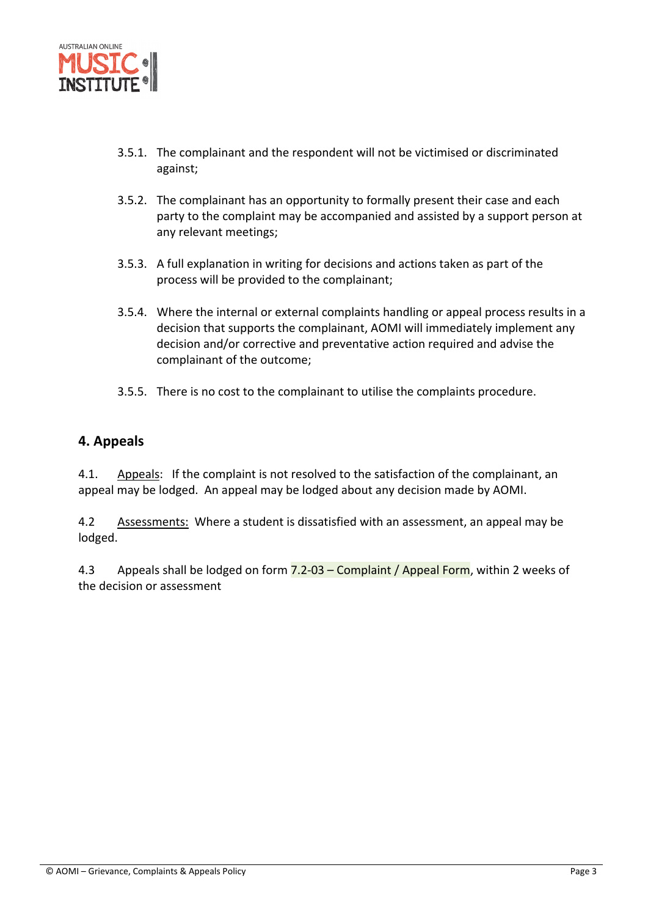3.5.1. The complainant and the respondent will not be victimised or discriminated against;

3.5.2. The complainant has an opportunity to formally present their case and each party to the complaint may be accompanied and assisted by a support person at any relevant meetings;

3.5.3. A full explanation in writing for decisions and actions taken as part of the process will be provided to the complainant;

3.5.4. Where the internal or external complaints handling or appeal process results in a decision that supports the complainant, AOMI will immediately implement any decision and/or corrective and preventative action required and advise the complainant of the outcome;

3.5.5. There is no cost to the complainant to utilise the complaints procedure.

## 4. Appeals

4.1. Appeals: If the complaint is not resolved to the satisfaction of the complainant, an appeal may be lodged. An appeal may be lodged about any decision made by AOMI.

4.2 Assessments: Where a student is dissatisfied with an assessment, an appeal may be lodged.

4.3 Appeals shall be lodged on form 7.2-03 – Complaint / Appeal Form, within 2 weeks of the decision or assessment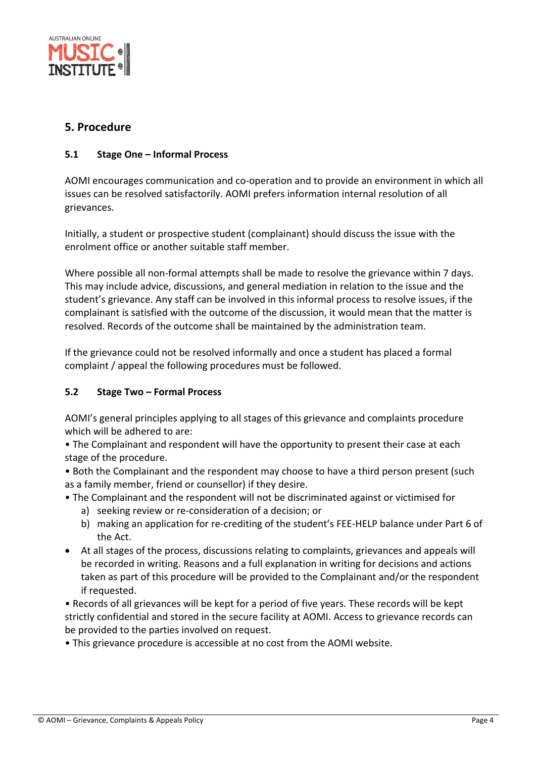## 5. Procedure

### 5.1 Stage One – Informal Process

AOMI encourages communication and co-operation and to provide an environment in which all issues can be resolved satisfactorily. AOMI prefers information internal resolution of all grievances.

Initially, a student or prospective student (complainant) should discuss the issue with the enrolment office or another suitable staff member.

Where possible all non-formal attempts shall be made to resolve the grievance within 7 days. This may include advice, discussions, and general mediation in relation to the issue and the student's grievance. Any staff can be involved in this informal process to resolve issues, if the complainant is satisfied with the outcome of the discussion, it would mean that the matter is resolved. Records of the outcome shall be maintained by the administration team.

If the grievance could not be resolved informally and once a student has placed a formal complaint / appeal the following procedures must be followed.

### 5.2 Stage Two – Formal Process

AOMI's general principles applying to all stages of this grievance and complaints procedure which will be adhered to are:

- The Complainant and respondent will have the opportunity to present their case at each stage of the procedure.
- Both the Complainant and the respondent may choose to have a third person present (such as a family member, friend or counsellor) if they desire.
- The Complainant and the respondent will not be discriminated against or victimised for
  a) seeking review or re-consideration of a decision; or
  b) making an application for re-crediting of the student's FEE-HELP balance under Part 6 of the Act.
- At all stages of the process, discussions relating to complaints, grievances and appeals will be recorded in writing. Reasons and a full explanation in writing for decisions and actions taken as part of this procedure will be provided to the Complainant and/or the respondent if requested.
- Records of all grievances will be kept for a period of five years. These records will be kept strictly confidential and stored in the secure facility at AOMI. Access to grievance records can be provided to the parties involved on request.
- This grievance procedure is accessible at no cost from the AOMI website.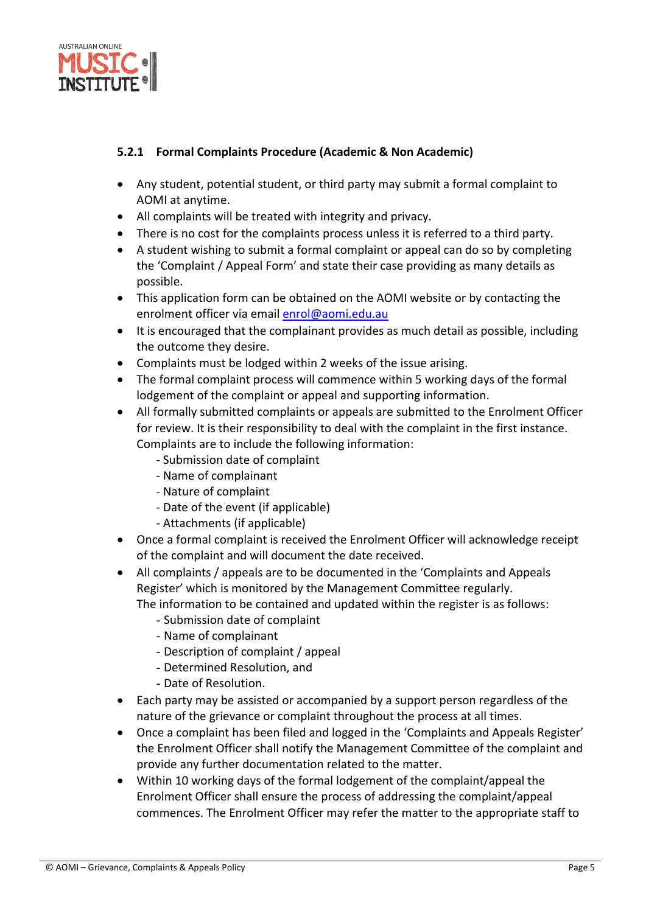### 5.2.1 Formal Complaints Procedure (Academic & Non Academic)

- Any student, potential student, or third party may submit a formal complaint to AOMI at anytime.
- All complaints will be treated with integrity and privacy.
- There is no cost for the complaints process unless it is referred to a third party.
- A student wishing to submit a formal complaint or appeal can do so by completing the 'Complaint / Appeal Form' and state their case providing as many details as possible.
- This application form can be obtained on the AOMI website or by contacting the enrolment officer via email enrol@aomi.edu.au
- It is encouraged that the complainant provides as much detail as possible, including the outcome they desire.
- Complaints must be lodged within 2 weeks of the issue arising.
- The formal complaint process will commence within 5 working days of the formal lodgement of the complaint or appeal and supporting information.
- All formally submitted complaints or appeals are submitted to the Enrolment Officer for review. It is their responsibility to deal with the complaint in the first instance. Complaints are to include the following information:
  - Submission date of complaint
  - Name of complainant
  - Nature of complaint
  - Date of the event (if applicable)
  - Attachments (if applicable)
- Once a formal complaint is received the Enrolment Officer will acknowledge receipt of the complaint and will document the date received.
- All complaints / appeals are to be documented in the 'Complaints and Appeals Register' which is monitored by the Management Committee regularly. The information to be contained and updated within the register is as follows:
  - Submission date of complaint
  - Name of complainant
  - Description of complaint / appeal
  - Determined Resolution, and
  - Date of Resolution.
- Each party may be assisted or accompanied by a support person regardless of the nature of the grievance or complaint throughout the process at all times.
- Once a complaint has been filed and logged in the 'Complaints and Appeals Register' the Enrolment Officer shall notify the Management Committee of the complaint and provide any further documentation related to the matter.
- Within 10 working days of the formal lodgement of the complaint/appeal the Enrolment Officer shall ensure the process of addressing the complaint/appeal commences. The Enrolment Officer may refer the matter to the appropriate staff to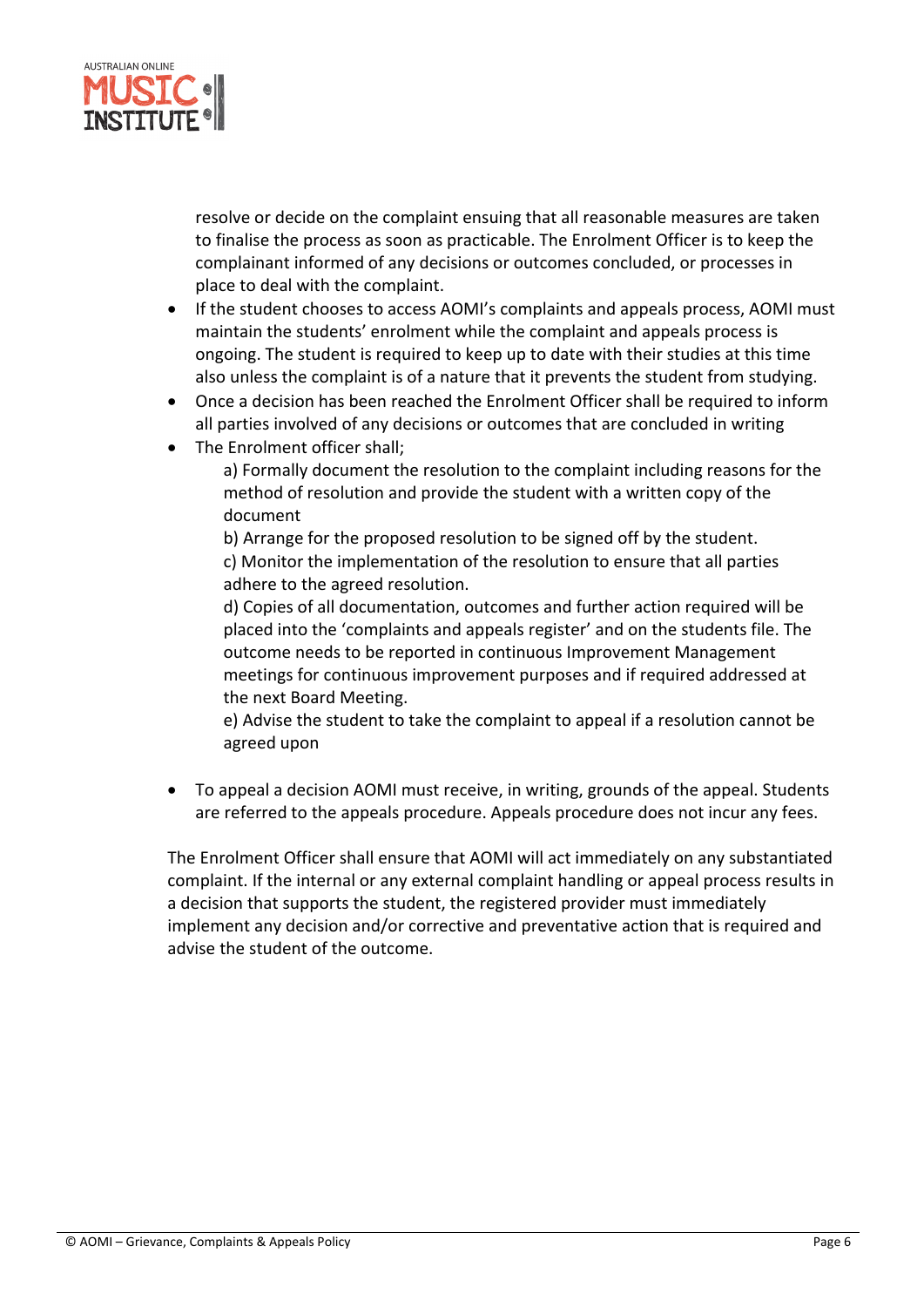resolve or decide on the complaint ensuing that all reasonable measures are taken to finalise the process as soon as practicable. The Enrolment Officer is to keep the complainant informed of any decisions or outcomes concluded, or processes in place to deal with the complaint.

- If the student chooses to access AOMI's complaints and appeals process, AOMI must maintain the students' enrolment while the complaint and appeals process is ongoing. The student is required to keep up to date with their studies at this time also unless the complaint is of a nature that it prevents the student from studying.
- Once a decision has been reached the Enrolment Officer shall be required to inform all parties involved of any decisions or outcomes that are concluded in writing
- The Enrolment officer shall;

  a) Formally document the resolution to the complaint including reasons for the method of resolution and provide the student with a written copy of the document

  b) Arrange for the proposed resolution to be signed off by the student.

  c) Monitor the implementation of the resolution to ensure that all parties adhere to the agreed resolution.

  d) Copies of all documentation, outcomes and further action required will be placed into the 'complaints and appeals register' and on the students file. The outcome needs to be reported in continuous Improvement Management meetings for continuous improvement purposes and if required addressed at the next Board Meeting.

  e) Advise the student to take the complaint to appeal if a resolution cannot be agreed upon

- To appeal a decision AOMI must receive, in writing, grounds of the appeal. Students are referred to the appeals procedure. Appeals procedure does not incur any fees.

The Enrolment Officer shall ensure that AOMI will act immediately on any substantiated complaint. If the internal or any external complaint handling or appeal process results in a decision that supports the student, the registered provider must immediately implement any decision and/or corrective and preventative action that is required and advise the student of the outcome.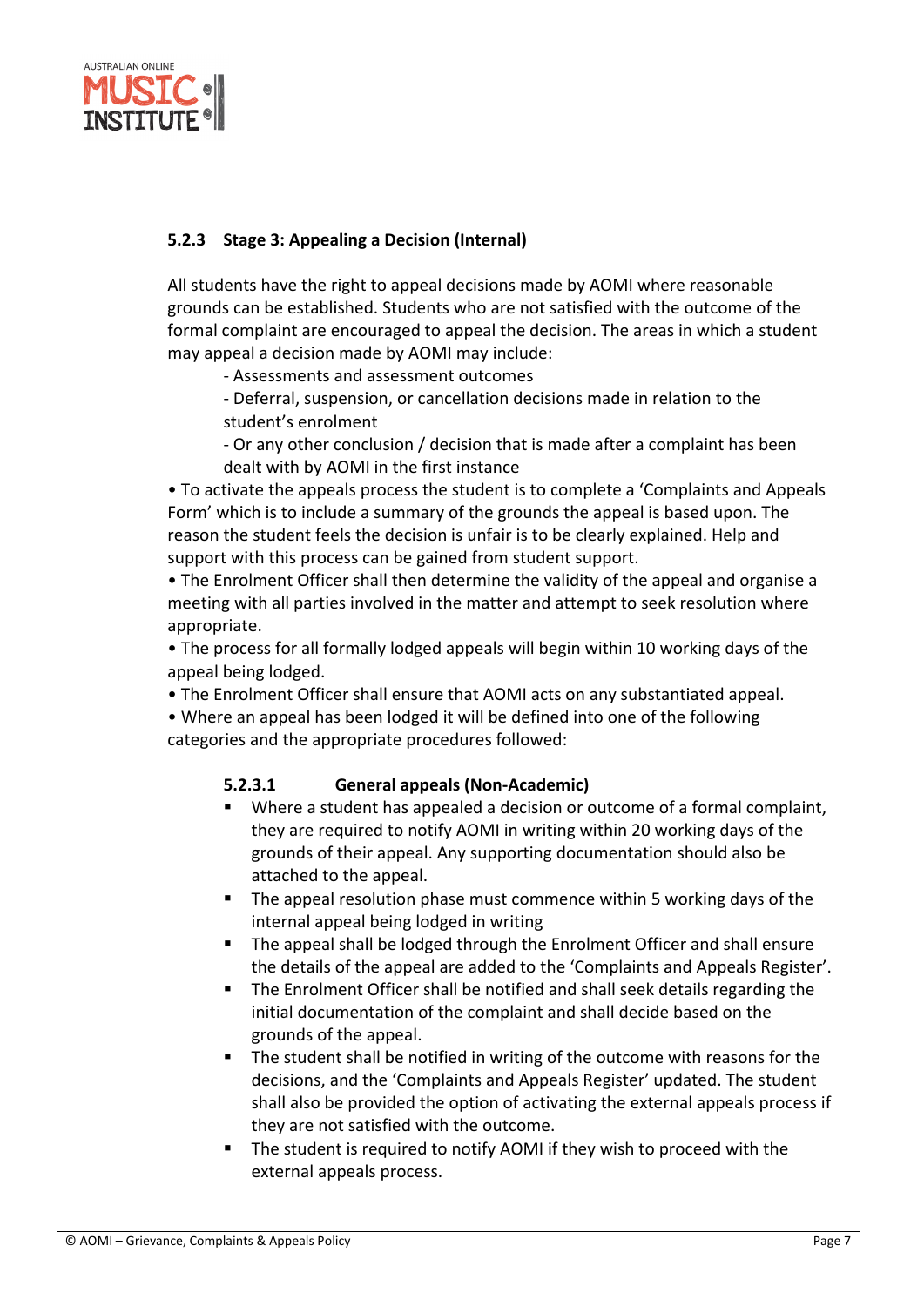### 5.2.3 Stage 3: Appealing a Decision (Internal)

All students have the right to appeal decisions made by AOMI where reasonable grounds can be established. Students who are not satisfied with the outcome of the formal complaint are encouraged to appeal the decision. The areas in which a student may appeal a decision made by AOMI may include:

- Assessments and assessment outcomes
- Deferral, suspension, or cancellation decisions made in relation to the student's enrolment
- Or any other conclusion / decision that is made after a complaint has been dealt with by AOMI in the first instance

• To activate the appeals process the student is to complete a 'Complaints and Appeals Form' which is to include a summary of the grounds the appeal is based upon. The reason the student feels the decision is unfair is to be clearly explained. Help and support with this process can be gained from student support.

• The Enrolment Officer shall then determine the validity of the appeal and organise a meeting with all parties involved in the matter and attempt to seek resolution where appropriate.

• The process for all formally lodged appeals will begin within 10 working days of the appeal being lodged.

• The Enrolment Officer shall ensure that AOMI acts on any substantiated appeal.

• Where an appeal has been lodged it will be defined into one of the following categories and the appropriate procedures followed:

#### 5.2.3.1 General appeals (Non-Academic)

- Where a student has appealed a decision or outcome of a formal complaint, they are required to notify AOMI in writing within 20 working days of the grounds of their appeal. Any supporting documentation should also be attached to the appeal.
- The appeal resolution phase must commence within 5 working days of the internal appeal being lodged in writing
- The appeal shall be lodged through the Enrolment Officer and shall ensure the details of the appeal are added to the 'Complaints and Appeals Register'.
- The Enrolment Officer shall be notified and shall seek details regarding the initial documentation of the complaint and shall decide based on the grounds of the appeal.
- The student shall be notified in writing of the outcome with reasons for the decisions, and the 'Complaints and Appeals Register' updated. The student shall also be provided the option of activating the external appeals process if they are not satisfied with the outcome.
- The student is required to notify AOMI if they wish to proceed with the external appeals process.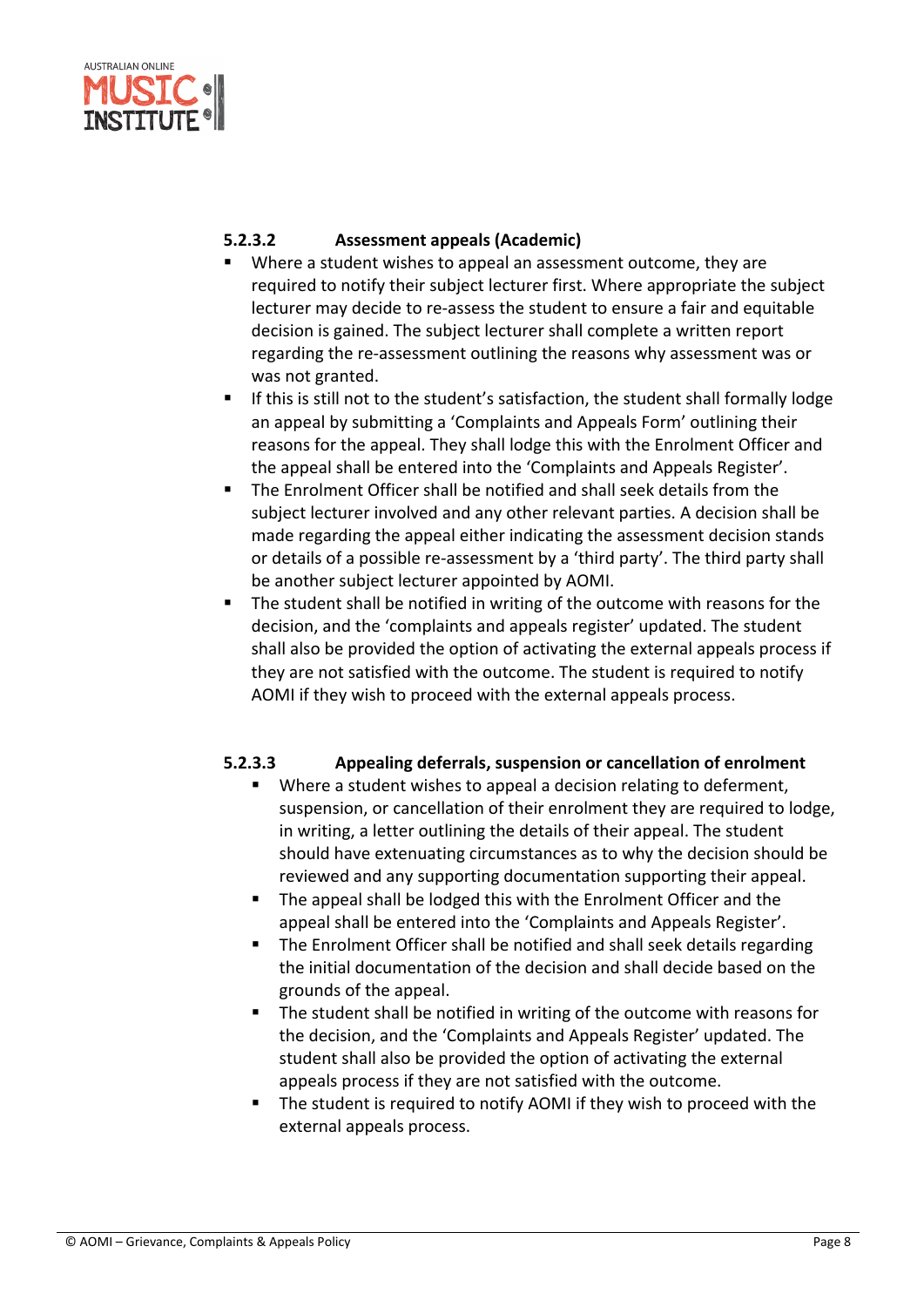#### 5.2.3.2 Assessment appeals (Academic)

- Where a student wishes to appeal an assessment outcome, they are required to notify their subject lecturer first. Where appropriate the subject lecturer may decide to re-assess the student to ensure a fair and equitable decision is gained. The subject lecturer shall complete a written report regarding the re-assessment outlining the reasons why assessment was or was not granted.
- If this is still not to the student's satisfaction, the student shall formally lodge an appeal by submitting a 'Complaints and Appeals Form' outlining their reasons for the appeal. They shall lodge this with the Enrolment Officer and the appeal shall be entered into the 'Complaints and Appeals Register'.
- The Enrolment Officer shall be notified and shall seek details from the subject lecturer involved and any other relevant parties. A decision shall be made regarding the appeal either indicating the assessment decision stands or details of a possible re-assessment by a 'third party'. The third party shall be another subject lecturer appointed by AOMI.
- The student shall be notified in writing of the outcome with reasons for the decision, and the 'complaints and appeals register' updated. The student shall also be provided the option of activating the external appeals process if they are not satisfied with the outcome. The student is required to notify AOMI if they wish to proceed with the external appeals process.

#### 5.2.3.3 Appealing deferrals, suspension or cancellation of enrolment

- Where a student wishes to appeal a decision relating to deferment, suspension, or cancellation of their enrolment they are required to lodge, in writing, a letter outlining the details of their appeal. The student should have extenuating circumstances as to why the decision should be reviewed and any supporting documentation supporting their appeal.
- The appeal shall be lodged this with the Enrolment Officer and the appeal shall be entered into the 'Complaints and Appeals Register'.
- The Enrolment Officer shall be notified and shall seek details regarding the initial documentation of the decision and shall decide based on the grounds of the appeal.
- The student shall be notified in writing of the outcome with reasons for the decision, and the 'Complaints and Appeals Register' updated. The student shall also be provided the option of activating the external appeals process if they are not satisfied with the outcome.
- The student is required to notify AOMI if they wish to proceed with the external appeals process.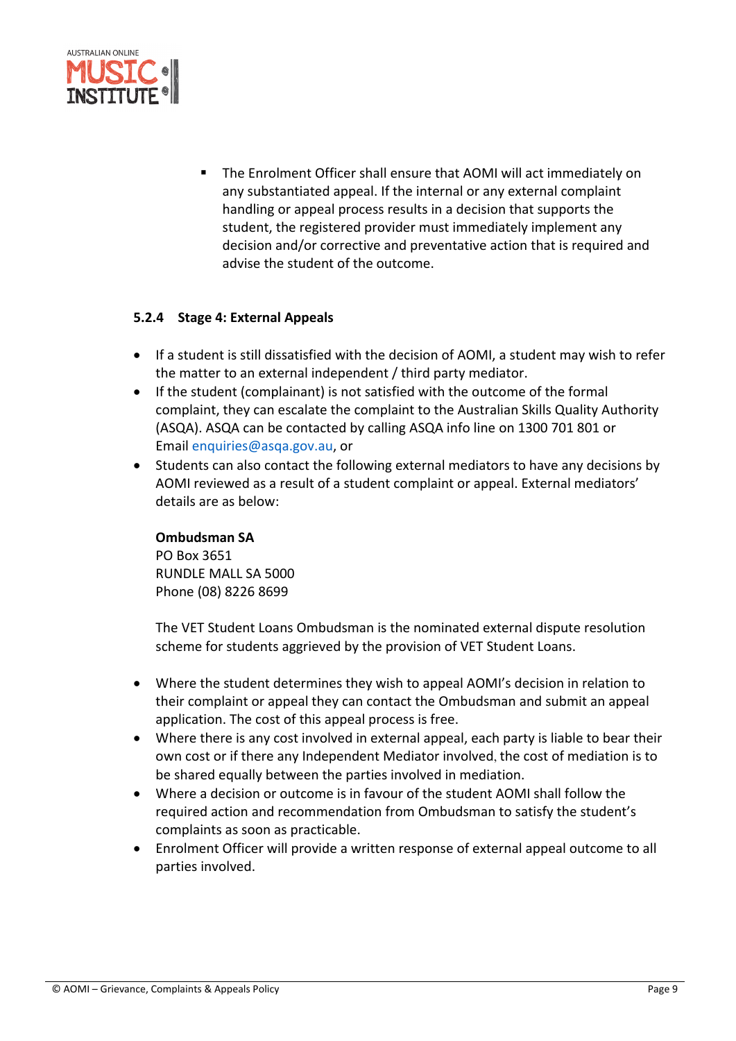- The Enrolment Officer shall ensure that AOMI will act immediately on any substantiated appeal. If the internal or any external complaint handling or appeal process results in a decision that supports the student, the registered provider must immediately implement any decision and/or corrective and preventative action that is required and advise the student of the outcome.

#### 5.2.4 Stage 4: External Appeals

- If a student is still dissatisfied with the decision of AOMI, a student may wish to refer the matter to an external independent / third party mediator.
- If the student (complainant) is not satisfied with the outcome of the formal complaint, they can escalate the complaint to the Australian Skills Quality Authority (ASQA). ASQA can be contacted by calling ASQA info line on 1300 701 801 or Email enquiries@asqa.gov.au, or
- Students can also contact the following external mediators to have any decisions by AOMI reviewed as a result of a student complaint or appeal. External mediators' details are as below:

  **Ombudsman SA**
  PO Box 3651
  RUNDLE MALL SA 5000
  Phone (08) 8226 8699

  The VET Student Loans Ombudsman is the nominated external dispute resolution scheme for students aggrieved by the provision of VET Student Loans.

- Where the student determines they wish to appeal AOMI's decision in relation to their complaint or appeal they can contact the Ombudsman and submit an appeal application. The cost of this appeal process is free.
- Where there is any cost involved in external appeal, each party is liable to bear their own cost or if there any Independent Mediator involved, the cost of mediation is to be shared equally between the parties involved in mediation.
- Where a decision or outcome is in favour of the student AOMI shall follow the required action and recommendation from Ombudsman to satisfy the student's complaints as soon as practicable.
- Enrolment Officer will provide a written response of external appeal outcome to all parties involved.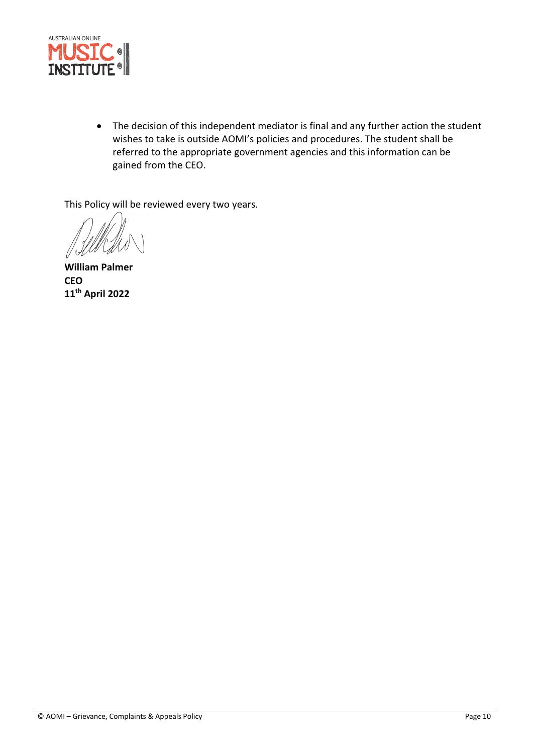- The decision of this independent mediator is final and any further action the student wishes to take is outside AOMI's policies and procedures. The student shall be referred to the appropriate government agencies and this information can be gained from the CEO.

This Policy will be reviewed every two years.

**William Palmer**
**CEO**
**11th April 2022**